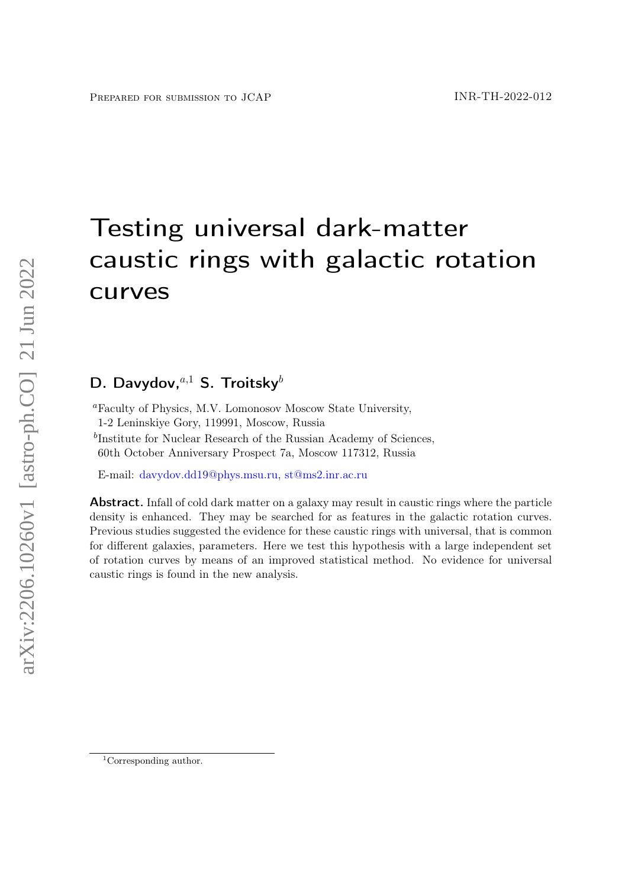Prepared for submission to JCAP INR-TH-2022-012

# Testing universal dark-matter caustic rings with galactic rotation curves

**D. Davydov,**[a,1] **S. Troitsky**[b]

[a]Faculty of Physics, M.V. Lomonosov Moscow State University,
1-2 Leninskiye Gory, 119991, Moscow, Russia

[b]Institute for Nuclear Research of the Russian Academy of Sciences,
60th October Anniversary Prospect 7a, Moscow 117312, Russia

E-mail: davydov.dd19@phys.msu.ru, st@ms2.inr.ac.ru

**Abstract.** Infall of cold dark matter on a galaxy may result in caustic rings where the particle density is enhanced. They may be searched for as features in the galactic rotation curves. Previous studies suggested the evidence for these caustic rings with universal, that is common for different galaxies, parameters. Here we test this hypothesis with a large independent set of rotation curves by means of an improved statistical method. No evidence for universal caustic rings is found in the new analysis.

[1]Corresponding author.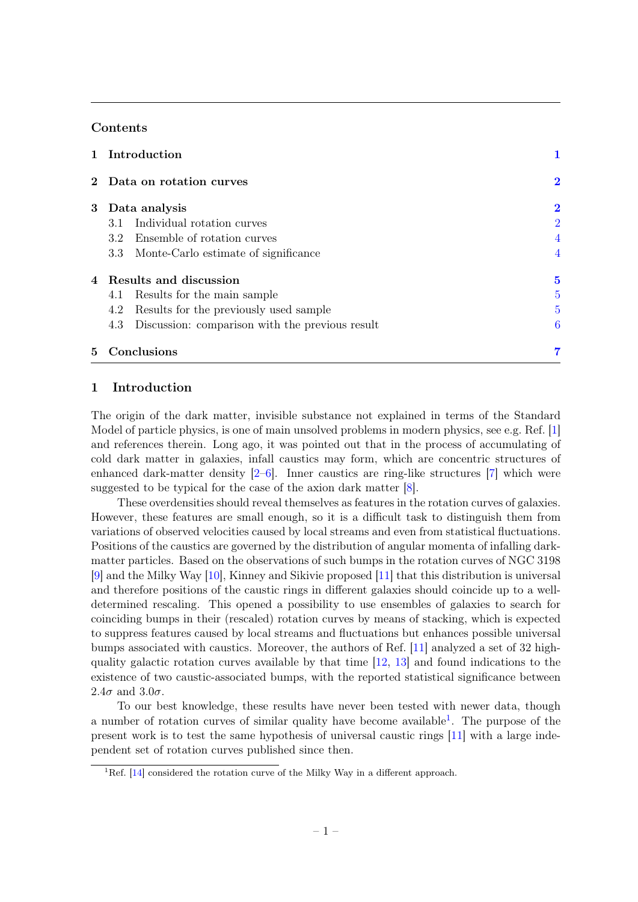## Contents

1 Introduction 1

2 Data on rotation curves 2

3 Data analysis 2
- 3.1 Individual rotation curves 2
- 3.2 Ensemble of rotation curves 4
- 3.3 Monte-Carlo estimate of significance 4

4 Results and discussion 5
- 4.1 Results for the main sample 5
- 4.2 Results for the previously used sample 5
- 4.3 Discussion: comparison with the previous result 6

5 Conclusions 7

## 1 Introduction

The origin of the dark matter, invisible substance not explained in terms of the Standard Model of particle physics, is one of main unsolved problems in modern physics, see e.g. Ref. [1] and references therein. Long ago, it was pointed out that in the process of accumulating of cold dark matter in galaxies, infall caustics may form, which are concentric structures of enhanced dark-matter density [2–6]. Inner caustics are ring-like structures [7] which were suggested to be typical for the case of the axion dark matter [8].

These overdensities should reveal themselves as features in the rotation curves of galaxies. However, these features are small enough, so it is a difficult task to distinguish them from variations of observed velocities caused by local streams and even from statistical fluctuations. Positions of the caustics are governed by the distribution of angular momenta of infalling dark-matter particles. Based on the observations of such bumps in the rotation curves of NGC 3198 [9] and the Milky Way [10], Kinney and Sikivie proposed [11] that this distribution is universal and therefore positions of the caustic rings in different galaxies should coincide up to a well-determined rescaling. This opened a possibility to use ensembles of galaxies to search for coinciding bumps in their (rescaled) rotation curves by means of stacking, which is expected to suppress features caused by local streams and fluctuations but enhances possible universal bumps associated with caustics. Moreover, the authors of Ref. [11] analyzed a set of 32 high-quality galactic rotation curves available by that time [12, 13] and found indications to the existence of two caustic-associated bumps, with the reported statistical significance between $2.4\sigma$ and $3.0\sigma$.

To our best knowledge, these results have never been tested with newer data, though a number of rotation curves of similar quality have become available[1]. The purpose of the present work is to test the same hypothesis of universal caustic rings [11] with a large independent set of rotation curves published since then.

[1]Ref. [14] considered the rotation curve of the Milky Way in a different approach.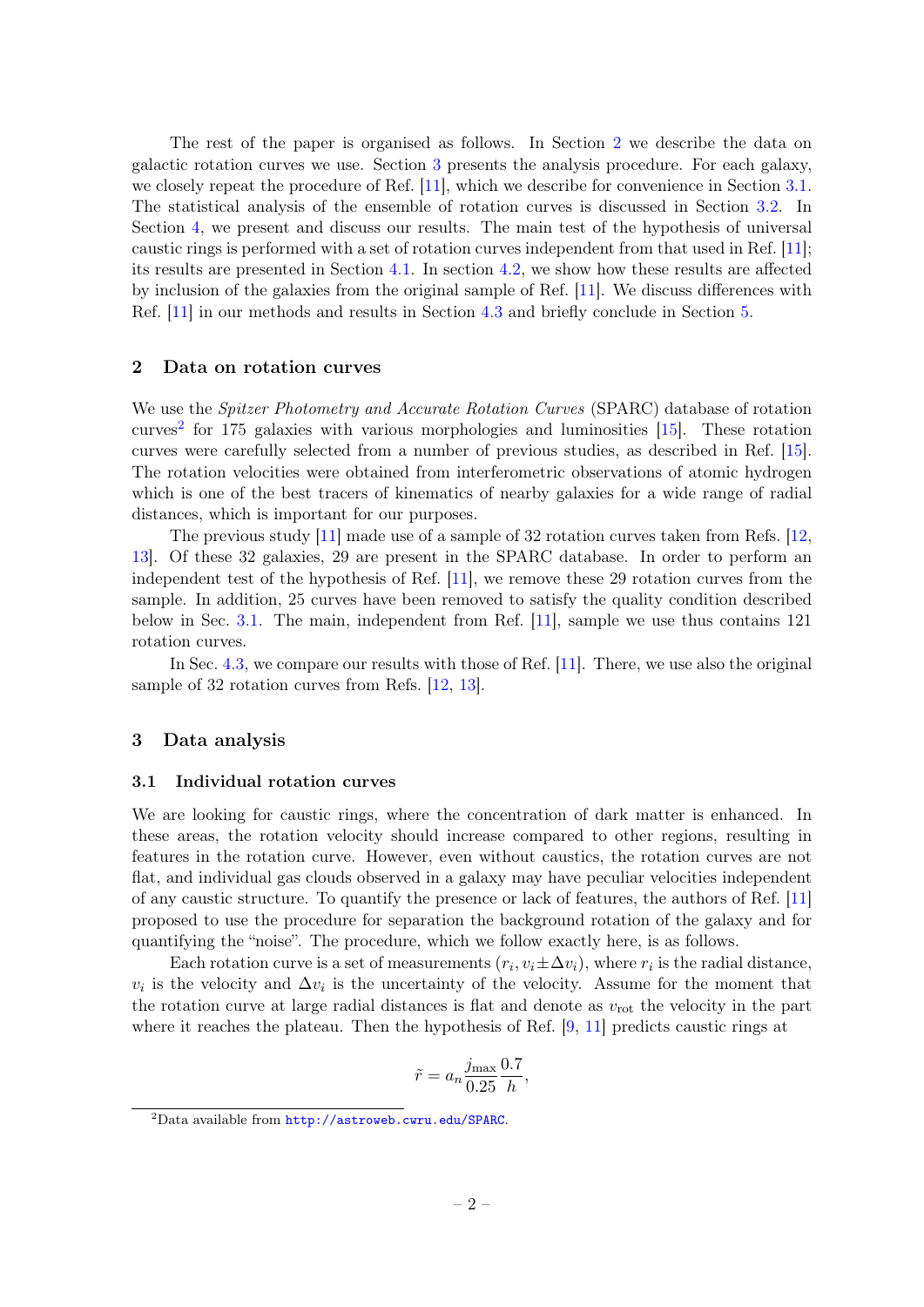The rest of the paper is organised as follows. In Section 2 we describe the data on galactic rotation curves we use. Section 3 presents the analysis procedure. For each galaxy, we closely repeat the procedure of Ref. [11], which we describe for convenience in Section 3.1. The statistical analysis of the ensemble of rotation curves is discussed in Section 3.2. In Section 4, we present and discuss our results. The main test of the hypothesis of universal caustic rings is performed with a set of rotation curves independent from that used in Ref. [11]; its results are presented in Section 4.1. In section 4.2, we show how these results are affected by inclusion of the galaxies from the original sample of Ref. [11]. We discuss differences with Ref. [11] in our methods and results in Section 4.3 and briefly conclude in Section 5.

## 2 Data on rotation curves

We use the *Spitzer Photometry and Accurate Rotation Curves* (SPARC) database of rotation curves[2] for 175 galaxies with various morphologies and luminosities [15]. These rotation curves were carefully selected from a number of previous studies, as described in Ref. [15]. The rotation velocities were obtained from interferometric observations of atomic hydrogen which is one of the best tracers of kinematics of nearby galaxies for a wide range of radial distances, which is important for our purposes.

The previous study [11] made use of a sample of 32 rotation curves taken from Refs. [12, 13]. Of these 32 galaxies, 29 are present in the SPARC database. In order to perform an independent test of the hypothesis of Ref. [11], we remove these 29 rotation curves from the sample. In addition, 25 curves have been removed to satisfy the quality condition described below in Sec. 3.1. The main, independent from Ref. [11], sample we use thus contains 121 rotation curves.

In Sec. 4.3, we compare our results with those of Ref. [11]. There, we use also the original sample of 32 rotation curves from Refs. [12, 13].

## 3 Data analysis

### 3.1 Individual rotation curves

We are looking for caustic rings, where the concentration of dark matter is enhanced. In these areas, the rotation velocity should increase compared to other regions, resulting in features in the rotation curve. However, even without caustics, the rotation curves are not flat, and individual gas clouds observed in a galaxy may have peculiar velocities independent of any caustic structure. To quantify the presence or lack of features, the authors of Ref. [11] proposed to use the procedure for separation the background rotation of the galaxy and for quantifying the "noise". The procedure, which we follow exactly here, is as follows.

Each rotation curve is a set of measurements $(r_i, v_i \pm \Delta v_i)$, where $r_i$ is the radial distance, $v_i$ is the velocity and $\Delta v_i$ is the uncertainty of the velocity. Assume for the moment that the rotation curve at large radial distances is flat and denote as $v_{\rm rot}$ the velocity in the part where it reaches the plateau. Then the hypothesis of Ref. [9, 11] predicts caustic rings at

$$\tilde{r} = a_n \frac{j_{\max}}{0.25} \frac{0.7}{h},$$

[2] Data available from http://astroweb.cwru.edu/SPARC.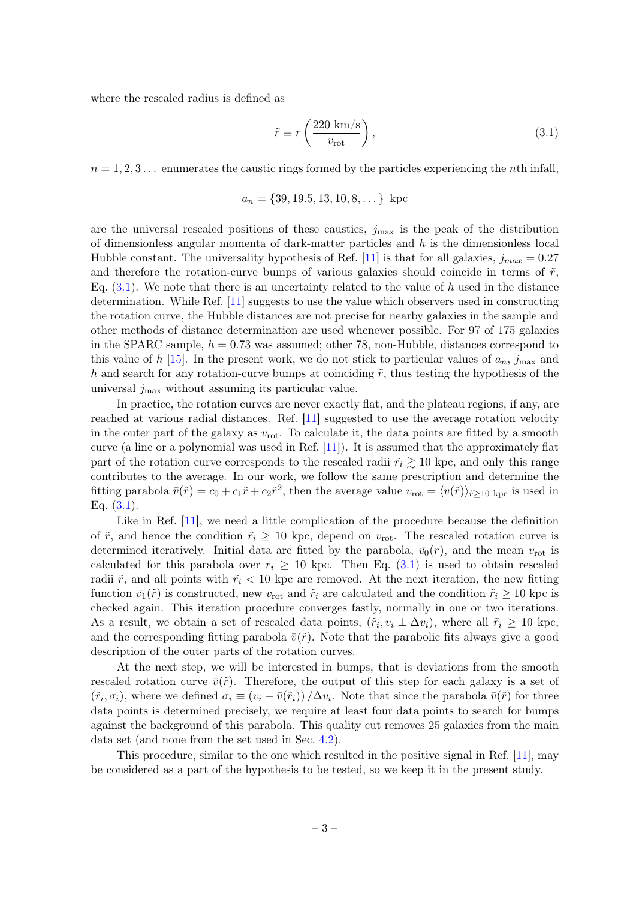where the rescaled radius is defined as

$$\tilde{r} \equiv r \left( \frac{220 \text{ km/s}}{v_{\text{rot}}} \right), \tag{3.1}$$

$n = 1, 2, 3 \ldots$ enumerates the caustic rings formed by the particles experiencing the $n$th infall,

$$a_n = \{39, 19.5, 13, 10, 8, \ldots\} \text{ kpc}$$

are the universal rescaled positions of these caustics, $j_{\max}$ is the peak of the distribution of dimensionless angular momenta of dark-matter particles and $h$ is the dimensionless local Hubble constant. The universality hypothesis of Ref. [11] is that for all galaxies, $j_{max} = 0.27$ and therefore the rotation-curve bumps of various galaxies should coincide in terms of $\tilde{r}$, Eq. (3.1). We note that there is an uncertainty related to the value of $h$ used in the distance determination. While Ref. [11] suggests to use the value which observers used in constructing the rotation curve, the Hubble distances are not precise for nearby galaxies in the sample and other methods of distance determination are used whenever possible. For 97 of 175 galaxies in the SPARC sample, $h = 0.73$ was assumed; other 78, non-Hubble, distances correspond to this value of $h$ [15]. In the present work, we do not stick to particular values of $a_n$, $j_{\max}$ and $h$ and search for any rotation-curve bumps at coinciding $\tilde{r}$, thus testing the hypothesis of the universal $j_{\max}$ without assuming its particular value.

In practice, the rotation curves are never exactly flat, and the plateau regions, if any, are reached at various radial distances. Ref. [11] suggested to use the average rotation velocity in the outer part of the galaxy as $v_{\text{rot}}$. To calculate it, the data points are fitted by a smooth curve (a line or a polynomial was used in Ref. [11]). It is assumed that the approximately flat part of the rotation curve corresponds to the rescaled radii $\tilde{r}_i \gtrsim 10$ kpc, and only this range contributes to the average. In our work, we follow the same prescription and determine the fitting parabola $\bar{v}(\tilde{r}) = c_0 + c_1 \tilde{r} + c_2 \tilde{r}^2$, then the average value $v_{\text{rot}} = \langle v(\tilde{r}) \rangle_{\tilde{r} \geq 10 \text{ kpc}}$ is used in Eq. (3.1).

Like in Ref. [11], we need a little complication of the procedure because the definition of $\tilde{r}$, and hence the condition $\tilde{r}_i \geq 10$ kpc, depend on $v_{\text{rot}}$. The rescaled rotation curve is determined iteratively. Initial data are fitted by the parabola, $\bar{v}_0(r)$, and the mean $v_{\text{rot}}$ is calculated for this parabola over $r_i \geq 10$ kpc. Then Eq. (3.1) is used to obtain rescaled radii $\tilde{r}$, and all points with $\tilde{r}_i < 10$ kpc are removed. At the next iteration, the new fitting function $\bar{v}_1(\tilde{r})$ is constructed, new $v_{\text{rot}}$ and $\tilde{r}_i$ are calculated and the condition $\tilde{r}_i \geq 10$ kpc is checked again. This iteration procedure converges fastly, normally in one or two iterations. As a result, we obtain a set of rescaled data points, $(\tilde{r}_i, v_i \pm \Delta v_i)$, where all $\tilde{r}_i \geq 10$ kpc, and the corresponding fitting parabola $\bar{v}(\tilde{r})$. Note that the parabolic fits always give a good description of the outer parts of the rotation curves.

At the next step, we will be interested in bumps, that is deviations from the smooth rescaled rotation curve $\bar{v}(\tilde{r})$. Therefore, the output of this step for each galaxy is a set of $(\tilde{r}_i, \sigma_i)$, where we defined $\sigma_i \equiv (v_i - \bar{v}(\tilde{r}_i)) / \Delta v_i$. Note that since the parabola $\bar{v}(\tilde{r})$ for three data points is determined precisely, we require at least four data points to search for bumps against the background of this parabola. This quality cut removes 25 galaxies from the main data set (and none from the set used in Sec. 4.2).

This procedure, similar to the one which resulted in the positive signal in Ref. [11], may be considered as a part of the hypothesis to be tested, so we keep it in the present study.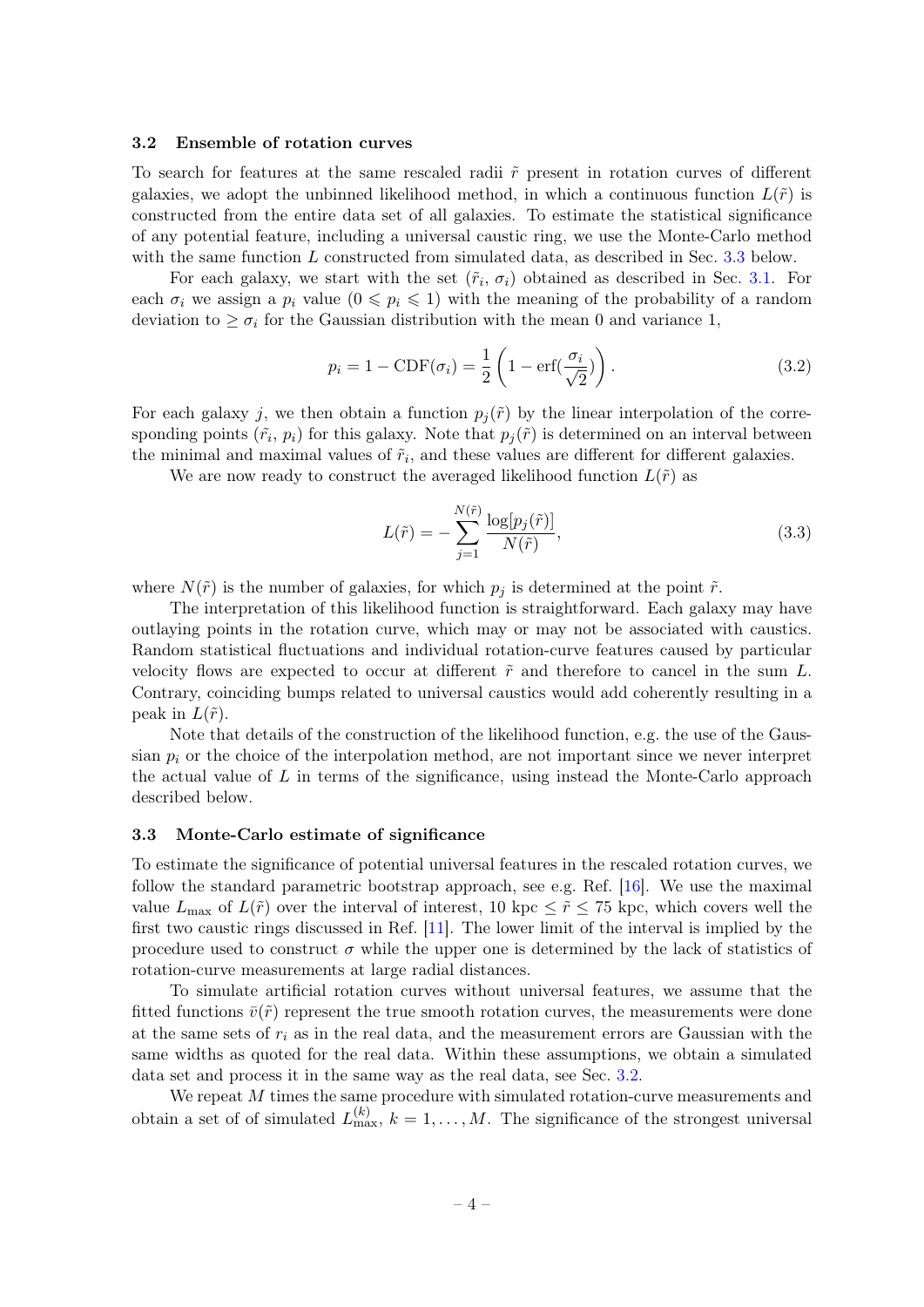### 3.2 Ensemble of rotation curves

To search for features at the same rescaled radii $\tilde{r}$ present in rotation curves of different galaxies, we adopt the unbinned likelihood method, in which a continuous function $L(\tilde{r})$ is constructed from the entire data set of all galaxies. To estimate the statistical significance of any potential feature, including a universal caustic ring, we use the Monte-Carlo method with the same function $L$ constructed from simulated data, as described in Sec. 3.3 below.

For each galaxy, we start with the set $(\tilde{r}_i, \sigma_i)$ obtained as described in Sec. 3.1. For each $\sigma_i$ we assign a $p_i$ value ($0 \leqslant p_i \leqslant 1$) with the meaning of the probability of a random deviation to $\geq \sigma_i$ for the Gaussian distribution with the mean 0 and variance 1,

$$p_i = 1 - \mathrm{CDF}(\sigma_i) = \frac{1}{2}\left(1 - \mathrm{erf}(\frac{\sigma_i}{\sqrt{2}})\right). \tag{3.2}$$

For each galaxy $j$, we then obtain a function $p_j(\tilde{r})$ by the linear interpolation of the corresponding points $(\tilde{r}_i, p_i)$ for this galaxy. Note that $p_j(\tilde{r})$ is determined on an interval between the minimal and maximal values of $\tilde{r}_i$, and these values are different for different galaxies.

We are now ready to construct the averaged likelihood function $L(\tilde{r})$ as

$$L(\tilde{r}) = -\sum_{j=1}^{N(\tilde{r})} \frac{\log[p_j(\tilde{r})]}{N(\tilde{r})}, \tag{3.3}$$

where $N(\tilde{r})$ is the number of galaxies, for which $p_j$ is determined at the point $\tilde{r}$.

The interpretation of this likelihood function is straightforward. Each galaxy may have outlaying points in the rotation curve, which may or may not be associated with caustics. Random statistical fluctuations and individual rotation-curve features caused by particular velocity flows are expected to occur at different $\tilde{r}$ and therefore to cancel in the sum $L$. Contrary, coinciding bumps related to universal caustics would add coherently resulting in a peak in $L(\tilde{r})$.

Note that details of the construction of the likelihood function, e.g. the use of the Gaussian $p_i$ or the choice of the interpolation method, are not important since we never interpret the actual value of $L$ in terms of the significance, using instead the Monte-Carlo approach described below.

### 3.3 Monte-Carlo estimate of significance

To estimate the significance of potential universal features in the rescaled rotation curves, we follow the standard parametric bootstrap approach, see e.g. Ref. [16]. We use the maximal value $L_{\max}$ of $L(\tilde{r})$ over the interval of interest, 10 kpc $\leq \tilde{r} \leq$ 75 kpc, which covers well the first two caustic rings discussed in Ref. [11]. The lower limit of the interval is implied by the procedure used to construct $\sigma$ while the upper one is determined by the lack of statistics of rotation-curve measurements at large radial distances.

To simulate artificial rotation curves without universal features, we assume that the fitted functions $\bar{v}(\tilde{r})$ represent the true smooth rotation curves, the measurements were done at the same sets of $r_i$ as in the real data, and the measurement errors are Gaussian with the same widths as quoted for the real data. Within these assumptions, we obtain a simulated data set and process it in the same way as the real data, see Sec. 3.2.

We repeat $M$ times the same procedure with simulated rotation-curve measurements and obtain a set of of simulated $L_{\max}^{(k)}$, $k = 1, \ldots, M$. The significance of the strongest universal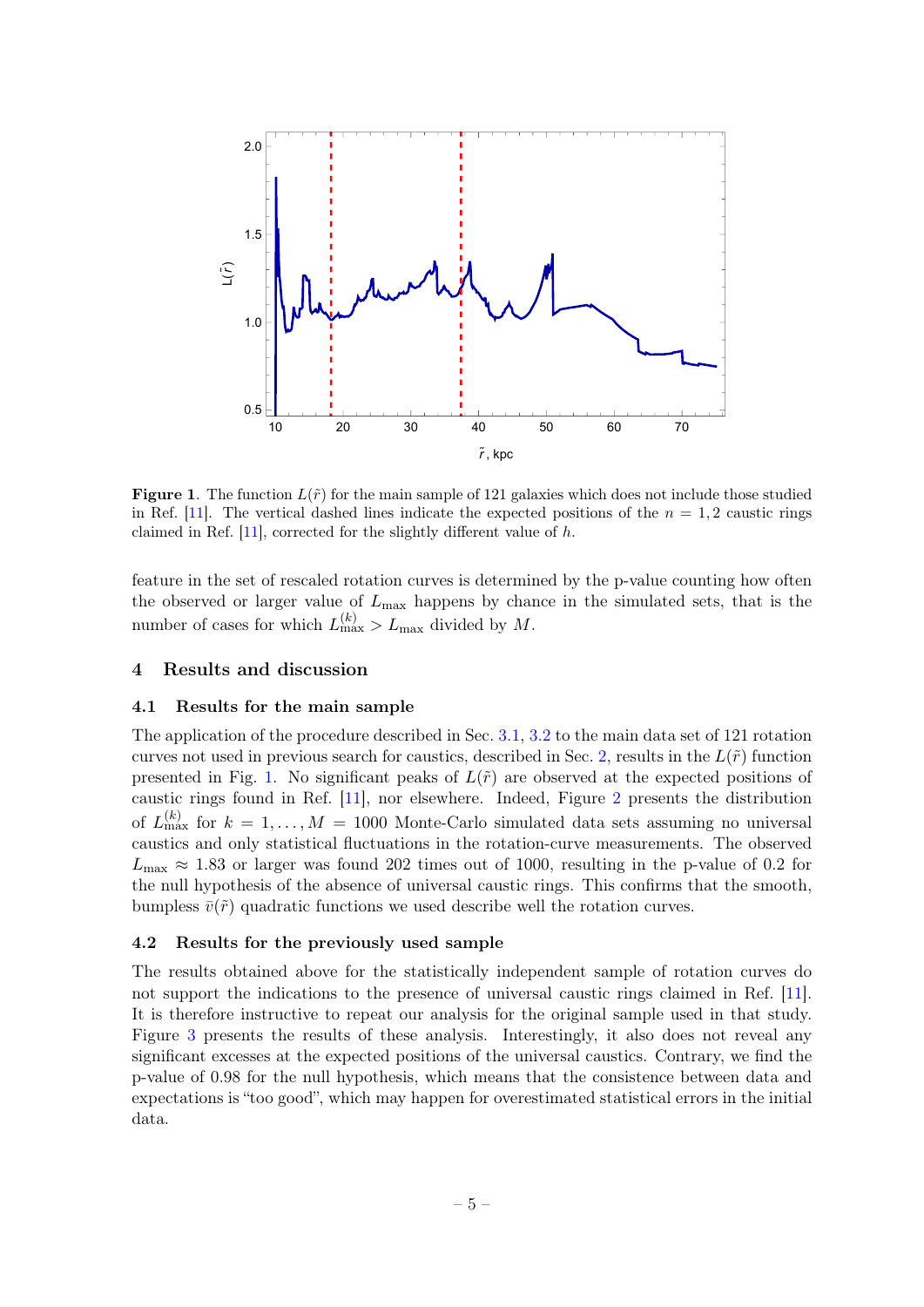**Figure 1**. The function $L(\tilde{r})$ for the main sample of 121 galaxies which does not include those studied in Ref. [11]. The vertical dashed lines indicate the expected positions of the $n = 1, 2$ caustic rings claimed in Ref. [11], corrected for the slightly different value of $h$.

feature in the set of rescaled rotation curves is determined by the p-value counting how often the observed or larger value of $L_{\max}$ happens by chance in the simulated sets, that is the number of cases for which $L_{\max}^{(k)} > L_{\max}$ divided by $M$.

## 4 Results and discussion

### 4.1 Results for the main sample

The application of the procedure described in Sec. 3.1, 3.2 to the main data set of 121 rotation curves not used in previous search for caustics, described in Sec. 2, results in the $L(\tilde{r})$ function presented in Fig. 1. No significant peaks of $L(\tilde{r})$ are observed at the expected positions of caustic rings found in Ref. [11], nor elsewhere. Indeed, Figure 2 presents the distribution of $L_{\max}^{(k)}$ for $k = 1, \ldots, M = 1000$ Monte-Carlo simulated data sets assuming no universal caustics and only statistical fluctuations in the rotation-curve measurements. The observed $L_{\max} \approx 1.83$ or larger was found 202 times out of 1000, resulting in the p-value of 0.2 for the null hypothesis of the absence of universal caustic rings. This confirms that the smooth, bumpless $\bar{v}(\tilde{r})$ quadratic functions we used describe well the rotation curves.

### 4.2 Results for the previously used sample

The results obtained above for the statistically independent sample of rotation curves do not support the indications to the presence of universal caustic rings claimed in Ref. [11]. It is therefore instructive to repeat our analysis for the original sample used in that study. Figure 3 presents the results of these analysis. Interestingly, it also does not reveal any significant excesses at the expected positions of the universal caustics. Contrary, we find the p-value of 0.98 for the null hypothesis, which means that the consistence between data and expectations is "too good", which may happen for overestimated statistical errors in the initial data.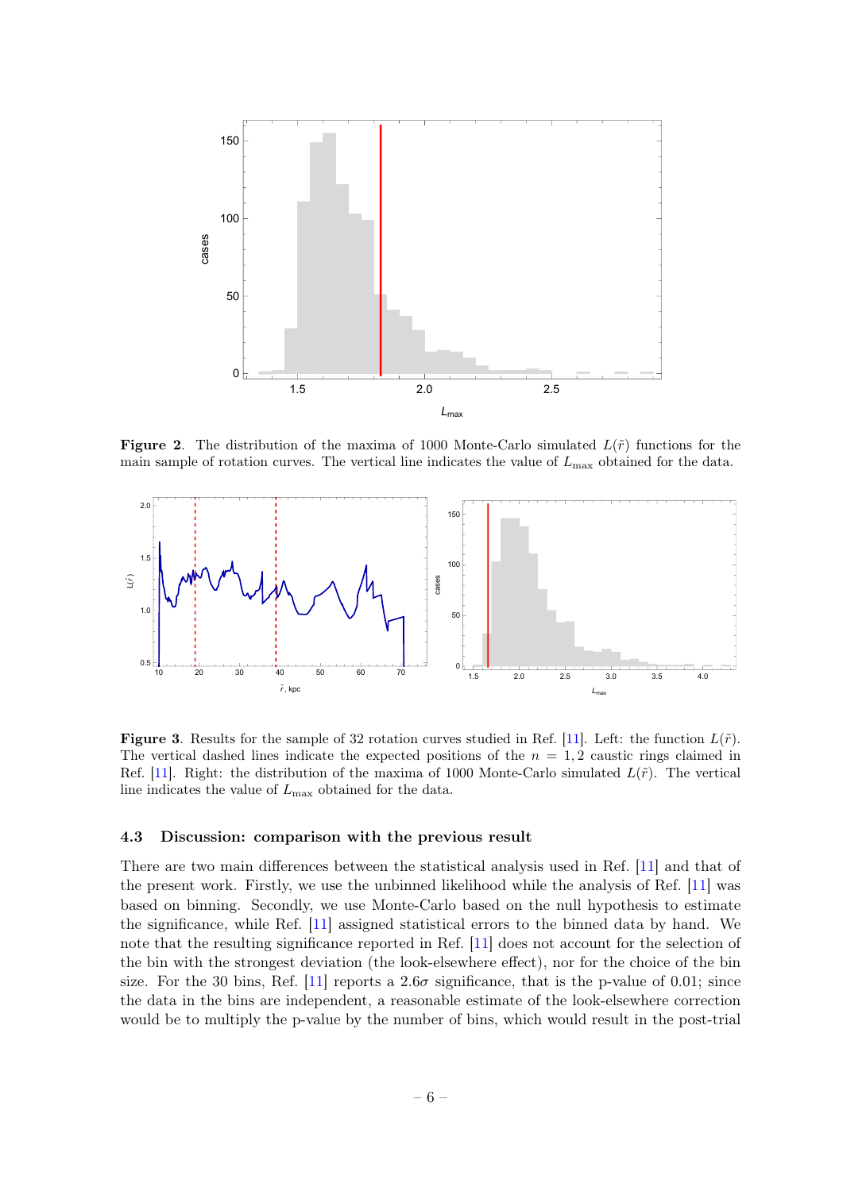**Figure 2**. The distribution of the maxima of 1000 Monte-Carlo simulated $L(\tilde{r})$ functions for the main sample of rotation curves. The vertical line indicates the value of $L_{\max}$ obtained for the data.

**Figure 3**. Results for the sample of 32 rotation curves studied in Ref. [11]. Left: the function $L(\tilde{r})$. The vertical dashed lines indicate the expected positions of the $n = 1, 2$ caustic rings claimed in Ref. [11]. Right: the distribution of the maxima of 1000 Monte-Carlo simulated $L(\tilde{r})$. The vertical line indicates the value of $L_{\max}$ obtained for the data.

### 4.3 Discussion: comparison with the previous result

There are two main differences between the statistical analysis used in Ref. [11] and that of the present work. Firstly, we use the unbinned likelihood while the analysis of Ref. [11] was based on binning. Secondly, we use Monte-Carlo based on the null hypothesis to estimate the significance, while Ref. [11] assigned statistical errors to the binned data by hand. We note that the resulting significance reported in Ref. [11] does not account for the selection of the bin with the strongest deviation (the look-elsewhere effect), nor for the choice of the bin size. For the 30 bins, Ref. [11] reports a $2.6\sigma$ significance, that is the p-value of 0.01; since the data in the bins are independent, a reasonable estimate of the look-elsewhere correction would be to multiply the p-value by the number of bins, which would result in the post-trial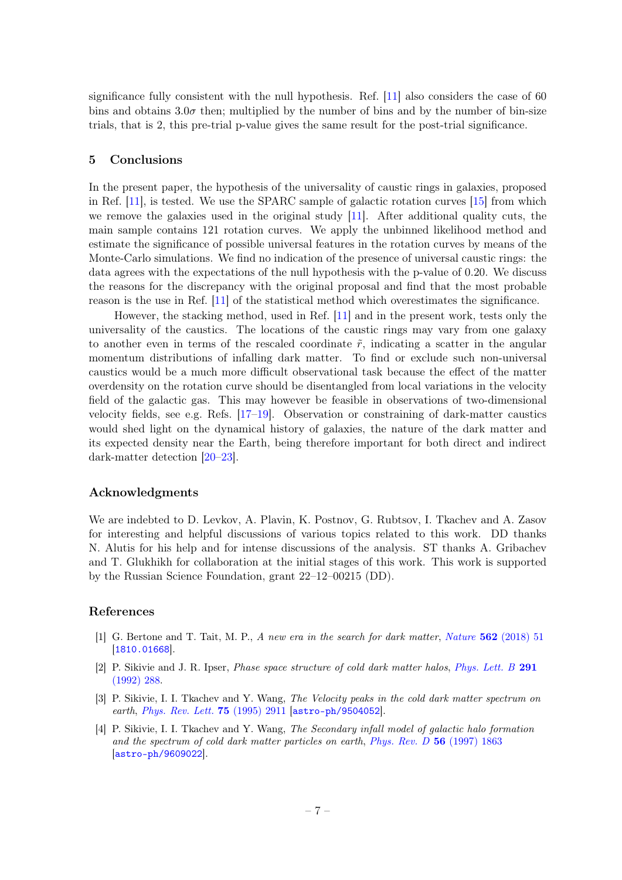significance fully consistent with the null hypothesis. Ref. [11] also considers the case of 60 bins and obtains $3.0\sigma$ then; multiplied by the number of bins and by the number of bin-size trials, that is 2, this pre-trial p-value gives the same result for the post-trial significance.

## 5 Conclusions

In the present paper, the hypothesis of the universality of caustic rings in galaxies, proposed in Ref. [11], is tested. We use the SPARC sample of galactic rotation curves [15] from which we remove the galaxies used in the original study [11]. After additional quality cuts, the main sample contains 121 rotation curves. We apply the unbinned likelihood method and estimate the significance of possible universal features in the rotation curves by means of the Monte-Carlo simulations. We find no indication of the presence of universal caustic rings: the data agrees with the expectations of the null hypothesis with the p-value of 0.20. We discuss the reasons for the discrepancy with the original proposal and find that the most probable reason is the use in Ref. [11] of the statistical method which overestimates the significance.

However, the stacking method, used in Ref. [11] and in the present work, tests only the universality of the caustics. The locations of the caustic rings may vary from one galaxy to another even in terms of the rescaled coordinate $\tilde{r}$, indicating a scatter in the angular momentum distributions of infalling dark matter. To find or exclude such non-universal caustics would be a much more difficult observational task because the effect of the matter overdensity on the rotation curve should be disentangled from local variations in the velocity field of the galactic gas. This may however be feasible in observations of two-dimensional velocity fields, see e.g. Refs. [17–19]. Observation or constraining of dark-matter caustics would shed light on the dynamical history of galaxies, the nature of the dark matter and its expected density near the Earth, being therefore important for both direct and indirect dark-matter detection [20–23].

## Acknowledgments

We are indebted to D. Levkov, A. Plavin, K. Postnov, G. Rubtsov, I. Tkachev and A. Zasov for interesting and helpful discussions of various topics related to this work. DD thanks N. Alutis for his help and for intense discussions of the analysis. ST thanks A. Gribachev and T. Glukhikh for collaboration at the initial stages of this work. This work is supported by the Russian Science Foundation, grant 22–12–00215 (DD).

## References

[1] G. Bertone and T. Tait, M. P., *A new era in the search for dark matter*, *Nature* **562** (2018) 51 [1810.01668].

[2] P. Sikivie and J. R. Ipser, *Phase space structure of cold dark matter halos*, *Phys. Lett. B* **291** (1992) 288.

[3] P. Sikivie, I. I. Tkachev and Y. Wang, *The Velocity peaks in the cold dark matter spectrum on earth*, *Phys. Rev. Lett.* **75** (1995) 2911 [astro-ph/9504052].

[4] P. Sikivie, I. I. Tkachev and Y. Wang, *The Secondary infall model of galactic halo formation and the spectrum of cold dark matter particles on earth*, *Phys. Rev. D* **56** (1997) 1863 [astro-ph/9609022].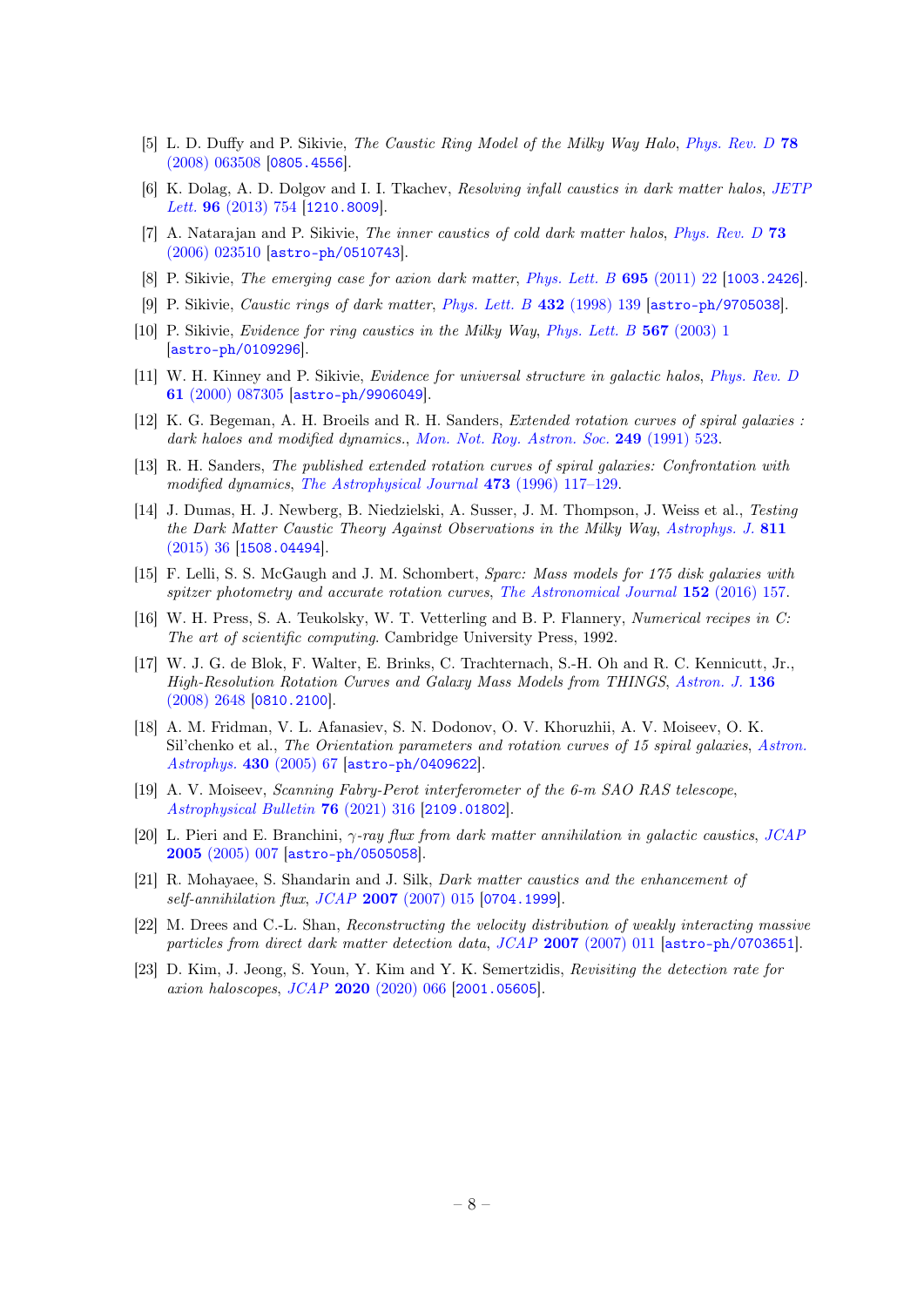[5] L. D. Duffy and P. Sikivie, *The Caustic Ring Model of the Milky Way Halo*, Phys. Rev. D **78** (2008) 063508 [0805.4556].

[6] K. Dolag, A. D. Dolgov and I. I. Tkachev, *Resolving infall caustics in dark matter halos*, JETP Lett. **96** (2013) 754 [1210.8009].

[7] A. Natarajan and P. Sikivie, *The inner caustics of cold dark matter halos*, Phys. Rev. D **73** (2006) 023510 [astro-ph/0510743].

[8] P. Sikivie, *The emerging case for axion dark matter*, Phys. Lett. B **695** (2011) 22 [1003.2426].

[9] P. Sikivie, *Caustic rings of dark matter*, Phys. Lett. B **432** (1998) 139 [astro-ph/9705038].

[10] P. Sikivie, *Evidence for ring caustics in the Milky Way*, Phys. Lett. B **567** (2003) 1 [astro-ph/0109296].

[11] W. H. Kinney and P. Sikivie, *Evidence for universal structure in galactic halos*, Phys. Rev. D **61** (2000) 087305 [astro-ph/9906049].

[12] K. G. Begeman, A. H. Broeils and R. H. Sanders, *Extended rotation curves of spiral galaxies : dark haloes and modified dynamics.*, Mon. Not. Roy. Astron. Soc. **249** (1991) 523.

[13] R. H. Sanders, *The published extended rotation curves of spiral galaxies: Confrontation with modified dynamics*, The Astrophysical Journal **473** (1996) 117–129.

[14] J. Dumas, H. J. Newberg, B. Niedzielski, A. Susser, J. M. Thompson, J. Weiss et al., *Testing the Dark Matter Caustic Theory Against Observations in the Milky Way*, Astrophys. J. **811** (2015) 36 [1508.04494].

[15] F. Lelli, S. S. McGaugh and J. M. Schombert, *Sparc: Mass models for 175 disk galaxies with spitzer photometry and accurate rotation curves*, The Astronomical Journal **152** (2016) 157.

[16] W. H. Press, S. A. Teukolsky, W. T. Vetterling and B. P. Flannery, *Numerical recipes in C: The art of scientific computing*. Cambridge University Press, 1992.

[17] W. J. G. de Blok, F. Walter, E. Brinks, C. Trachternach, S.-H. Oh and R. C. Kennicutt, Jr., *High-Resolution Rotation Curves and Galaxy Mass Models from THINGS*, Astron. J. **136** (2008) 2648 [0810.2100].

[18] A. M. Fridman, V. L. Afanasiev, S. N. Dodonov, O. V. Khoruzhii, A. V. Moiseev, O. K. Sil'chenko et al., *The Orientation parameters and rotation curves of 15 spiral galaxies*, Astron. Astrophys. **430** (2005) 67 [astro-ph/0409622].

[19] A. V. Moiseev, *Scanning Fabry-Perot interferometer of the 6-m SAO RAS telescope*, Astrophysical Bulletin **76** (2021) 316 [2109.01802].

[20] L. Pieri and E. Branchini, *$\gamma$-ray flux from dark matter annihilation in galactic caustics*, JCAP **2005** (2005) 007 [astro-ph/0505058].

[21] R. Mohayaee, S. Shandarin and J. Silk, *Dark matter caustics and the enhancement of self-annihilation flux*, JCAP **2007** (2007) 015 [0704.1999].

[22] M. Drees and C.-L. Shan, *Reconstructing the velocity distribution of weakly interacting massive particles from direct dark matter detection data*, JCAP **2007** (2007) 011 [astro-ph/0703651].

[23] D. Kim, J. Jeong, S. Youn, Y. Kim and Y. K. Semertzidis, *Revisiting the detection rate for axion haloscopes*, JCAP **2020** (2020) 066 [2001.05605].